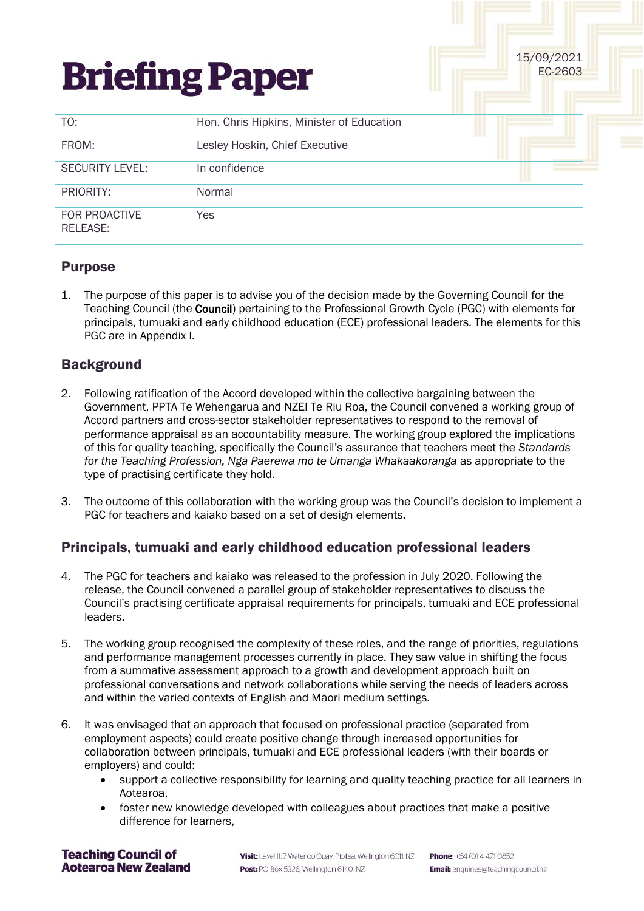15/09/2021
EC-2603

# Briefing Paper

| | |
|---|---|
| TO: | Hon. Chris Hipkins, Minister of Education |
| FROM: | Lesley Hoskin, Chief Executive |
| SECURITY LEVEL: | In confidence |
| PRIORITY: | Normal |
| FOR PROACTIVE RELEASE: | Yes |

## Purpose

1. The purpose of this paper is to advise you of the decision made by the Governing Council for the Teaching Council (the **Council**) pertaining to the Professional Growth Cycle (PGC) with elements for principals, tumuaki and early childhood education (ECE) professional leaders. The elements for this PGC are in Appendix I.

## Background

2. Following ratification of the Accord developed within the collective bargaining between the Government, PPTA Te Wehengarua and NZEI Te Riu Roa, the Council convened a working group of Accord partners and cross-sector stakeholder representatives to respond to the removal of performance appraisal as an accountability measure. The working group explored the implications of this for quality teaching, specifically the Council's assurance that teachers meet the *Standards for the Teaching Profession, Ngā Paerewa mō te Umanga Whakaakoranga* as appropriate to the type of practising certificate they hold.

3. The outcome of this collaboration with the working group was the Council's decision to implement a PGC for teachers and kaiako based on a set of design elements.

## Principals, tumuaki and early childhood education professional leaders

4. The PGC for teachers and kaiako was released to the profession in July 2020. Following the release, the Council convened a parallel group of stakeholder representatives to discuss the Council's practising certificate appraisal requirements for principals, tumuaki and ECE professional leaders.

5. The working group recognised the complexity of these roles, and the range of priorities, regulations and performance management processes currently in place. They saw value in shifting the focus from a summative assessment approach to a growth and development approach built on professional conversations and network collaborations while serving the needs of leaders across and within the varied contexts of English and Māori medium settings.

6. It was envisaged that an approach that focused on professional practice (separated from employment aspects) could create positive change through increased opportunities for collaboration between principals, tumuaki and ECE professional leaders (with their boards or employers) and could:
   - support a collective responsibility for learning and quality teaching practice for all learners in Aotearoa,
   - foster new knowledge developed with colleagues about practices that make a positive difference for learners,

**Teaching Council of Aotearoa New Zealand**

**Visit:** Level 11, 7 Waterloo Quay, Pipitea, Wellington 6011, NZ
**Post:** PO Box 5326, Wellington 6140, NZ
**Phone:** +64 (0) 4 471 0852
**Email:** enquiries@teachingcouncil.nz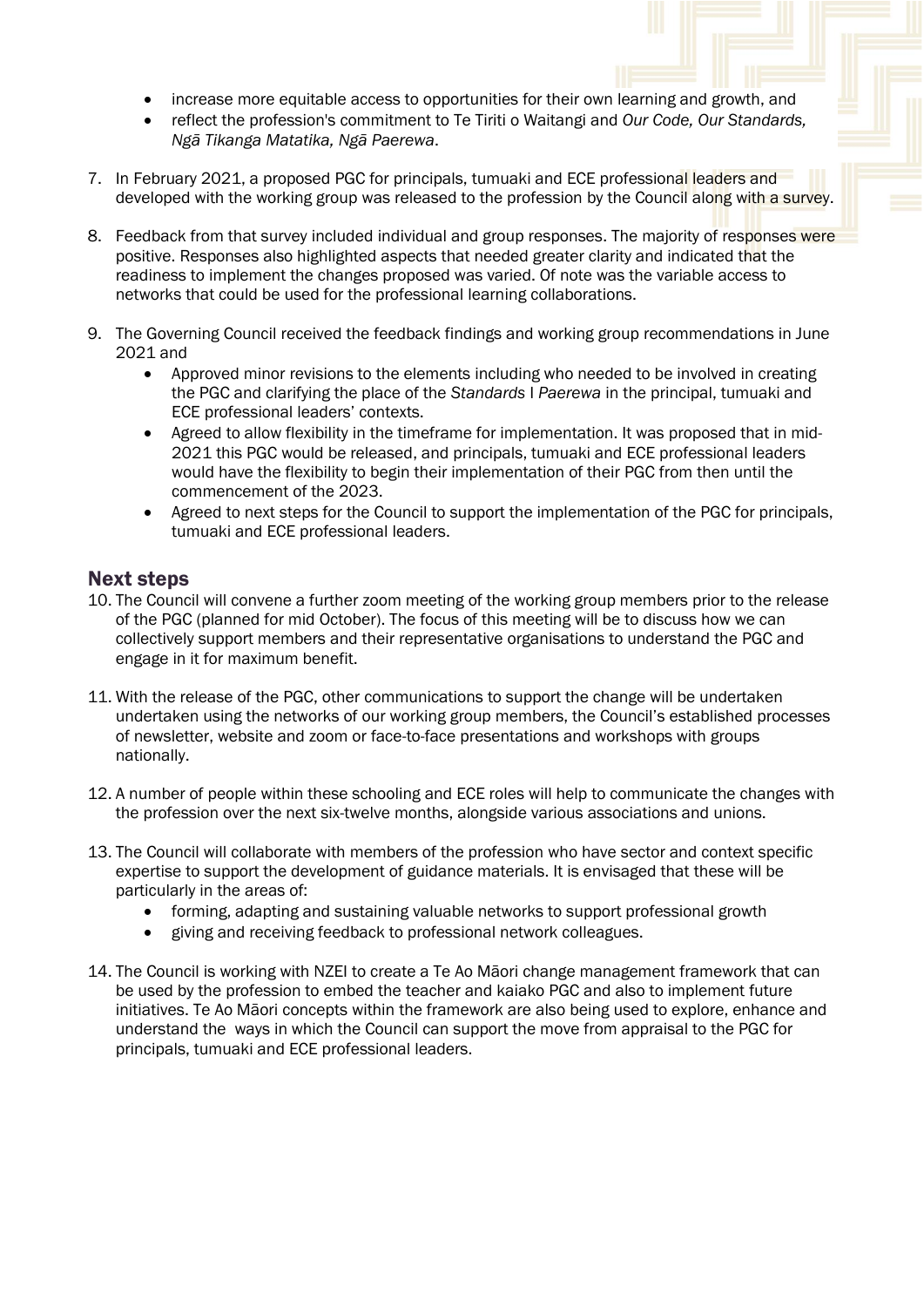- increase more equitable access to opportunities for their own learning and growth, and
- reflect the profession's commitment to Te Tiriti o Waitangi and *Our Code, Our Standards, Ngā Tikanga Matatika, Ngā Paerewa*.

7. In February 2021, a proposed PGC for principals, tumuaki and ECE professional leaders and developed with the working group was released to the profession by the Council along with a survey.

8. Feedback from that survey included individual and group responses. The majority of responses were positive. Responses also highlighted aspects that needed greater clarity and indicated that the readiness to implement the changes proposed was varied. Of note was the variable access to networks that could be used for the professional learning collaborations.

9. The Governing Council received the feedback findings and working group recommendations in June 2021 and
   - Approved minor revisions to the elements including who needed to be involved in creating the PGC and clarifying the place of the *Standards* I *Paerewa* in the principal, tumuaki and ECE professional leaders' contexts.
   - Agreed to allow flexibility in the timeframe for implementation. It was proposed that in mid-2021 this PGC would be released, and principals, tumuaki and ECE professional leaders would have the flexibility to begin their implementation of their PGC from then until the commencement of the 2023.
   - Agreed to next steps for the Council to support the implementation of the PGC for principals, tumuaki and ECE professional leaders.

## Next steps

10. The Council will convene a further zoom meeting of the working group members prior to the release of the PGC (planned for mid October). The focus of this meeting will be to discuss how we can collectively support members and their representative organisations to understand the PGC and engage in it for maximum benefit.

11. With the release of the PGC, other communications to support the change will be undertaken undertaken using the networks of our working group members, the Council's established processes of newsletter, website and zoom or face-to-face presentations and workshops with groups nationally.

12. A number of people within these schooling and ECE roles will help to communicate the changes with the profession over the next six-twelve months, alongside various associations and unions.

13. The Council will collaborate with members of the profession who have sector and context specific expertise to support the development of guidance materials. It is envisaged that these will be particularly in the areas of:
    - forming, adapting and sustaining valuable networks to support professional growth
    - giving and receiving feedback to professional network colleagues.

14. The Council is working with NZEI to create a Te Ao Māori change management framework that can be used by the profession to embed the teacher and kaiako PGC and also to implement future initiatives. Te Ao Māori concepts within the framework are also being used to explore, enhance and understand the ways in which the Council can support the move from appraisal to the PGC for principals, tumuaki and ECE professional leaders.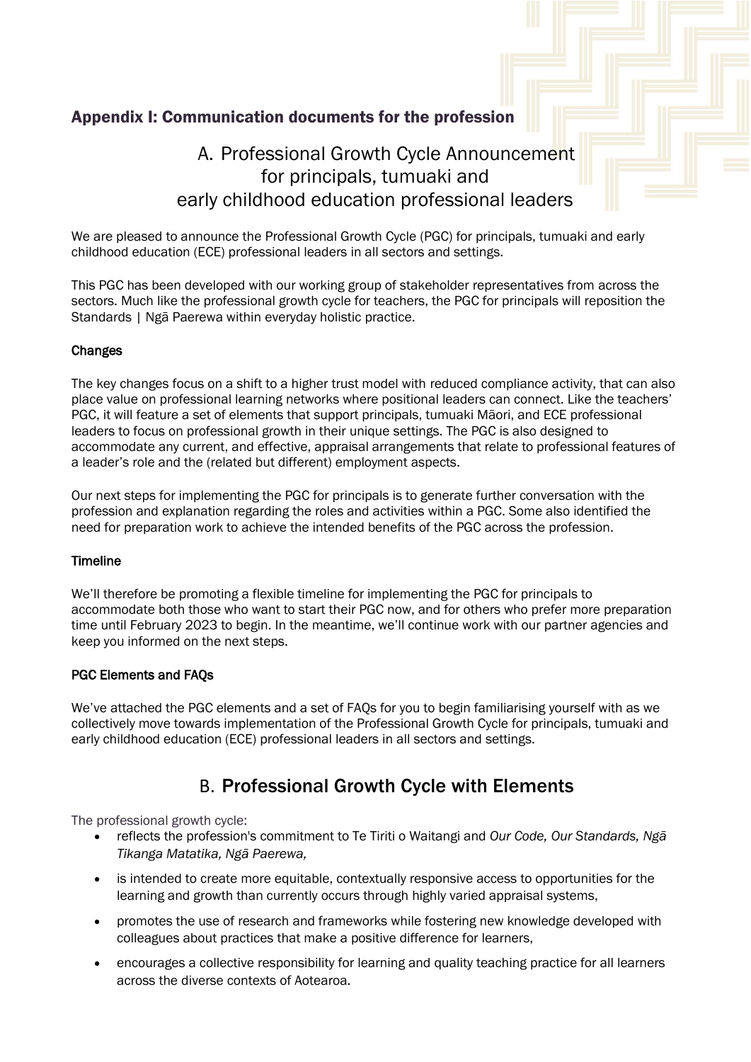## Appendix I: Communication documents for the profession

# A. Professional Growth Cycle Announcement for principals, tumuaki and early childhood education professional leaders

We are pleased to announce the Professional Growth Cycle (PGC) for principals, tumuaki and early childhood education (ECE) professional leaders in all sectors and settings.

This PGC has been developed with our working group of stakeholder representatives from across the sectors. Much like the professional growth cycle for teachers, the PGC for principals will reposition the Standards | Ngā Paerewa within everyday holistic practice.

### Changes

The key changes focus on a shift to a higher trust model with reduced compliance activity, that can also place value on professional learning networks where positional leaders can connect. Like the teachers' PGC, it will feature a set of elements that support principals, tumuaki Māori, and ECE professional leaders to focus on professional growth in their unique settings. The PGC is also designed to accommodate any current, and effective, appraisal arrangements that relate to professional features of a leader's role and the (related but different) employment aspects.

Our next steps for implementing the PGC for principals is to generate further conversation with the profession and explanation regarding the roles and activities within a PGC. Some also identified the need for preparation work to achieve the intended benefits of the PGC across the profession.

### Timeline

We'll therefore be promoting a flexible timeline for implementing the PGC for principals to accommodate both those who want to start their PGC now, and for others who prefer more preparation time until February 2023 to begin. In the meantime, we'll continue work with our partner agencies and keep you informed on the next steps.

### PGC Elements and FAQs

We've attached the PGC elements and a set of FAQs for you to begin familiarising yourself with as we collectively move towards implementation of the Professional Growth Cycle for principals, tumuaki and early childhood education (ECE) professional leaders in all sectors and settings.

# B. Professional Growth Cycle with Elements

The professional growth cycle:

- reflects the profession's commitment to Te Tiriti o Waitangi and *Our Code, Our Standards, Ngā Tikanga Matatika, Ngā Paerewa,*
- is intended to create more equitable, contextually responsive access to opportunities for the learning and growth than currently occurs through highly varied appraisal systems,
- promotes the use of research and frameworks while fostering new knowledge developed with colleagues about practices that make a positive difference for learners,
- encourages a collective responsibility for learning and quality teaching practice for all learners across the diverse contexts of Aotearoa.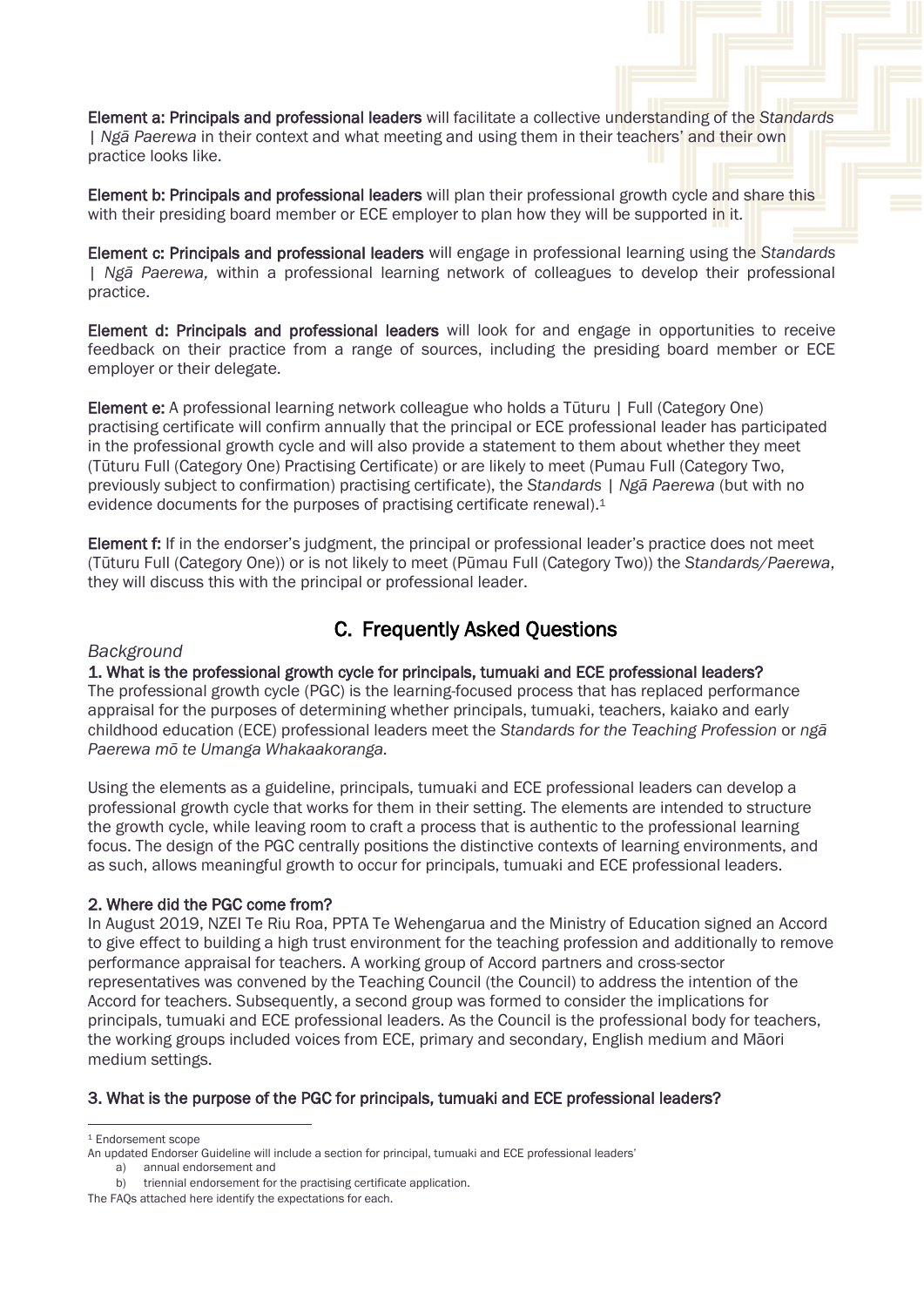**Element a: Principals and professional leaders** will facilitate a collective understanding of the *Standards | Ngā Paerewa* in their context and what meeting and using them in their teachers' and their own practice looks like.

**Element b: Principals and professional leaders** will plan their professional growth cycle and share this with their presiding board member or ECE employer to plan how they will be supported in it.

**Element c: Principals and professional leaders** will engage in professional learning using the *Standards | Ngā Paerewa,* within a professional learning network of colleagues to develop their professional practice.

**Element d: Principals and professional leaders** will look for and engage in opportunities to receive feedback on their practice from a range of sources, including the presiding board member or ECE employer or their delegate.

**Element e:** A professional learning network colleague who holds a Tūturu | Full (Category One) practising certificate will confirm annually that the principal or ECE professional leader has participated in the professional growth cycle and will also provide a statement to them about whether they meet (Tūturu Full (Category One) Practising Certificate) or are likely to meet (Pumau Full (Category Two, previously subject to confirmation) practising certificate), the *Standards | Ngā Paerewa* (but with no evidence documents for the purposes of practising certificate renewal).[1]

**Element f:** If in the endorser's judgment, the principal or professional leader's practice does not meet (Tūturu Full (Category One)) or is not likely to meet (Pūmau Full (Category Two)) the *Standards/Paerewa*, they will discuss this with the principal or professional leader.

## C. Frequently Asked Questions

*Background*

**1. What is the professional growth cycle for principals, tumuaki and ECE professional leaders?**

The professional growth cycle (PGC) is the learning-focused process that has replaced performance appraisal for the purposes of determining whether principals, tumuaki, teachers, kaiako and early childhood education (ECE) professional leaders meet the *Standards for the Teaching Profession* or *ngā Paerewa mō te Umanga Whakaakoranga.*

Using the elements as a guideline, principals, tumuaki and ECE professional leaders can develop a professional growth cycle that works for them in their setting. The elements are intended to structure the growth cycle, while leaving room to craft a process that is authentic to the professional learning focus. The design of the PGC centrally positions the distinctive contexts of learning environments, and as such, allows meaningful growth to occur for principals, tumuaki and ECE professional leaders.

**2. Where did the PGC come from?**

In August 2019, NZEI Te Riu Roa, PPTA Te Wehengarua and the Ministry of Education signed an Accord to give effect to building a high trust environment for the teaching profession and additionally to remove performance appraisal for teachers. A working group of Accord partners and cross-sector representatives was convened by the Teaching Council (the Council) to address the intention of the Accord for teachers. Subsequently, a second group was formed to consider the implications for principals, tumuaki and ECE professional leaders. As the Council is the professional body for teachers, the working groups included voices from ECE, primary and secondary, English medium and Māori medium settings.

**3. What is the purpose of the PGC for principals, tumuaki and ECE professional leaders?**

---

[1] Endorsement scope

An updated Endorser Guideline will include a section for principal, tumuaki and ECE professional leaders'

a) annual endorsement and
b) triennial endorsement for the practising certificate application.

The FAQs attached here identify the expectations for each.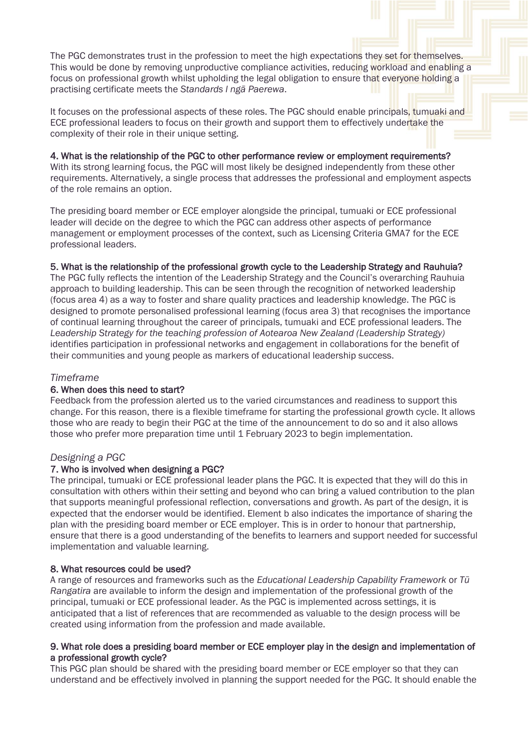The PGC demonstrates trust in the profession to meet the high expectations they set for themselves. This would be done by removing unproductive compliance activities, reducing workload and enabling a focus on professional growth whilst upholding the legal obligation to ensure that everyone holding a practising certificate meets the *Standards I ngā Paerewa*.

It focuses on the professional aspects of these roles. The PGC should enable principals, tumuaki and ECE professional leaders to focus on their growth and support them to effectively undertake the complexity of their role in their unique setting.

**4. What is the relationship of the PGC to other performance review or employment requirements?**
With its strong learning focus, the PGC will most likely be designed independently from these other requirements. Alternatively, a single process that addresses the professional and employment aspects of the role remains an option.

The presiding board member or ECE employer alongside the principal, tumuaki or ECE professional leader will decide on the degree to which the PGC can address other aspects of performance management or employment processes of the context, such as Licensing Criteria GMA7 for the ECE professional leaders.

**5. What is the relationship of the professional growth cycle to the Leadership Strategy and Rauhuia?**
The PGC fully reflects the intention of the Leadership Strategy and the Council's overarching Rauhuia approach to building leadership. This can be seen through the recognition of networked leadership (focus area 4) as a way to foster and share quality practices and leadership knowledge. The PGC is designed to promote personalised professional learning (focus area 3) that recognises the importance of continual learning throughout the career of principals, tumuaki and ECE professional leaders. The *Leadership Strategy for the teaching profession of Aotearoa New Zealand (Leadership Strategy)* identifies participation in professional networks and engagement in collaborations for the benefit of their communities and young people as markers of educational leadership success.

### *Timeframe*

**6. When does this need to start?**
Feedback from the profession alerted us to the varied circumstances and readiness to support this change. For this reason, there is a flexible timeframe for starting the professional growth cycle. It allows those who are ready to begin their PGC at the time of the announcement to do so and it also allows those who prefer more preparation time until 1 February 2023 to begin implementation.

### *Designing a PGC*

**7. Who is involved when designing a PGC?**
The principal, tumuaki or ECE professional leader plans the PGC. It is expected that they will do this in consultation with others within their setting and beyond who can bring a valued contribution to the plan that supports meaningful professional reflection, conversations and growth. As part of the design, it is expected that the endorser would be identified. Element b also indicates the importance of sharing the plan with the presiding board member or ECE employer. This is in order to honour that partnership, ensure that there is a good understanding of the benefits to learners and support needed for successful implementation and valuable learning.

**8. What resources could be used?**
A range of resources and frameworks such as the *Educational Leadership Capability Framework* or *Tū Rangatira* are available to inform the design and implementation of the professional growth of the principal, tumuaki or ECE professional leader. As the PGC is implemented across settings, it is anticipated that a list of references that are recommended as valuable to the design process will be created using information from the profession and made available.

**9. What role does a presiding board member or ECE employer play in the design and implementation of a professional growth cycle?**
This PGC plan should be shared with the presiding board member or ECE employer so that they can understand and be effectively involved in planning the support needed for the PGC. It should enable the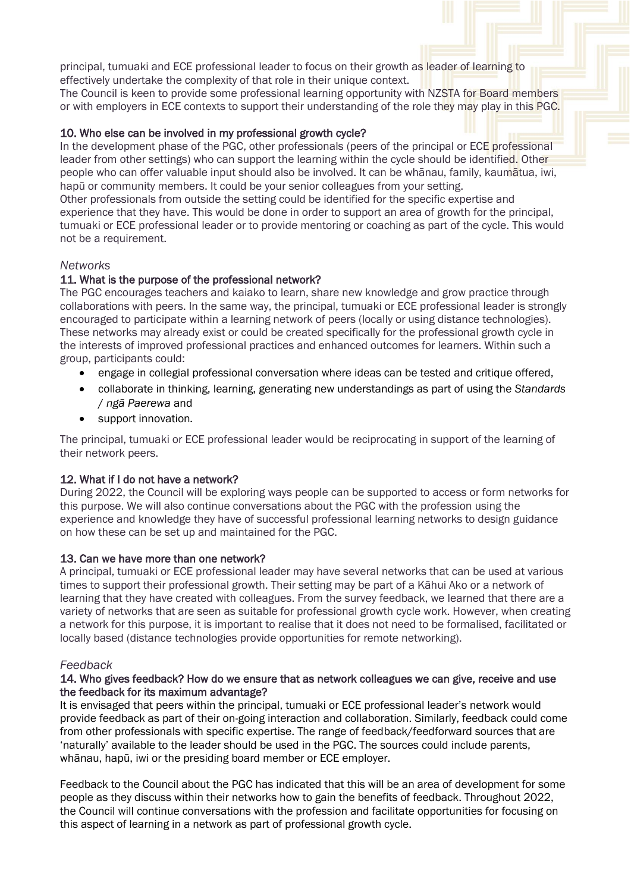principal, tumuaki and ECE professional leader to focus on their growth as leader of learning to effectively undertake the complexity of that role in their unique context.
The Council is keen to provide some professional learning opportunity with NZSTA for Board members or with employers in ECE contexts to support their understanding of the role they may play in this PGC.

#### 10. Who else can be involved in my professional growth cycle?

In the development phase of the PGC, other professionals (peers of the principal or ECE professional leader from other settings) who can support the learning within the cycle should be identified. Other people who can offer valuable input should also be involved. It can be whānau, family, kaumātua, iwi, hapū or community members. It could be your senior colleagues from your setting.
Other professionals from outside the setting could be identified for the specific expertise and experience that they have. This would be done in order to support an area of growth for the principal, tumuaki or ECE professional leader or to provide mentoring or coaching as part of the cycle. This would not be a requirement.

### *Networks*

#### 11. What is the purpose of the professional network?

The PGC encourages teachers and kaiako to learn, share new knowledge and grow practice through collaborations with peers. In the same way, the principal, tumuaki or ECE professional leader is strongly encouraged to participate within a learning network of peers (locally or using distance technologies). These networks may already exist or could be created specifically for the professional growth cycle in the interests of improved professional practices and enhanced outcomes for learners. Within such a group, participants could:

- engage in collegial professional conversation where ideas can be tested and critique offered,
- collaborate in thinking, learning, generating new understandings as part of using the *Standards / ngā Paerewa* and
- support innovation.

The principal, tumuaki or ECE professional leader would be reciprocating in support of the learning of their network peers.

#### 12. What if I do not have a network?

During 2022, the Council will be exploring ways people can be supported to access or form networks for this purpose. We will also continue conversations about the PGC with the profession using the experience and knowledge they have of successful professional learning networks to design guidance on how these can be set up and maintained for the PGC.

#### 13. Can we have more than one network?

A principal, tumuaki or ECE professional leader may have several networks that can be used at various times to support their professional growth. Their setting may be part of a Kāhui Ako or a network of learning that they have created with colleagues. From the survey feedback, we learned that there are a variety of networks that are seen as suitable for professional growth cycle work. However, when creating a network for this purpose, it is important to realise that it does not need to be formalised, facilitated or locally based (distance technologies provide opportunities for remote networking).

### *Feedback*

#### 14. Who gives feedback? How do we ensure that as network colleagues we can give, receive and use the feedback for its maximum advantage?

It is envisaged that peers within the principal, tumuaki or ECE professional leader's network would provide feedback as part of their on-going interaction and collaboration. Similarly, feedback could come from other professionals with specific expertise. The range of feedback/feedforward sources that are 'naturally' available to the leader should be used in the PGC. The sources could include parents, whānau, hapū, iwi or the presiding board member or ECE employer.

Feedback to the Council about the PGC has indicated that this will be an area of development for some people as they discuss within their networks how to gain the benefits of feedback. Throughout 2022, the Council will continue conversations with the profession and facilitate opportunities for focusing on this aspect of learning in a network as part of professional growth cycle.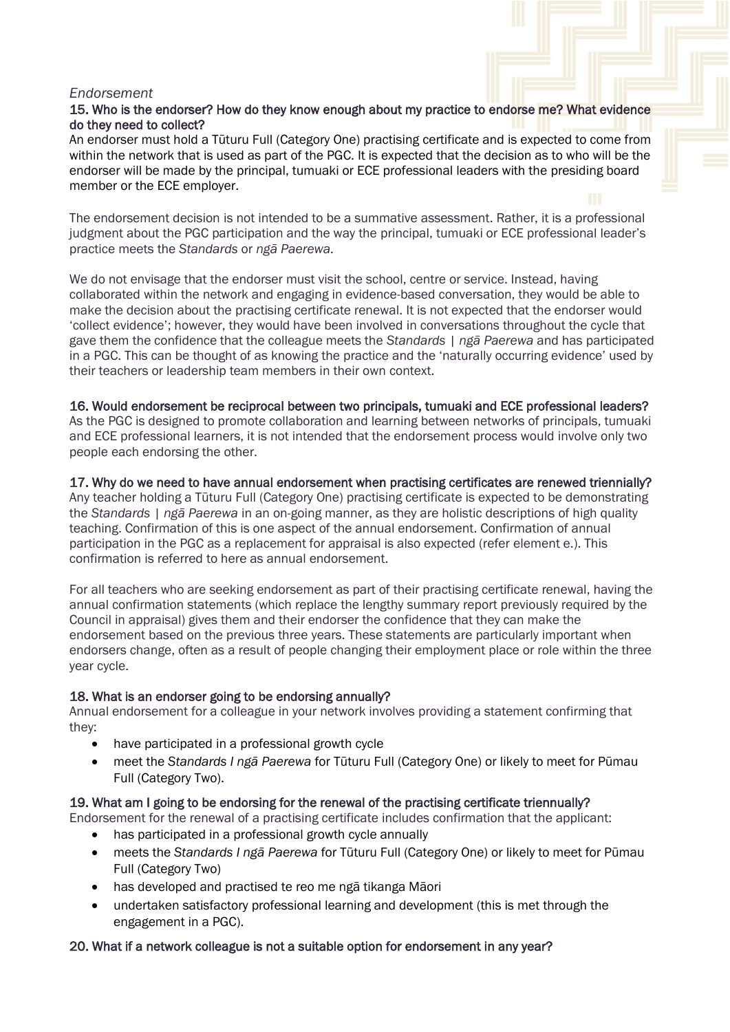*Endorsement*

**15. Who is the endorser? How do they know enough about my practice to endorse me? What evidence do they need to collect?**

An endorser must hold a Tūturu Full (Category One) practising certificate and is expected to come from within the network that is used as part of the PGC. It is expected that the decision as to who will be the endorser will be made by the principal, tumuaki or ECE professional leaders with the presiding board member or the ECE employer.

The endorsement decision is not intended to be a summative assessment. Rather, it is a professional judgment about the PGC participation and the way the principal, tumuaki or ECE professional leader's practice meets the *Standards* or *ngā Paerewa*.

We do not envisage that the endorser must visit the school, centre or service. Instead, having collaborated within the network and engaging in evidence-based conversation, they would be able to make the decision about the practising certificate renewal. It is not expected that the endorser would 'collect evidence'; however, they would have been involved in conversations throughout the cycle that gave them the confidence that the colleague meets the *Standards | ngā Paerewa* and has participated in a PGC. This can be thought of as knowing the practice and the 'naturally occurring evidence' used by their teachers or leadership team members in their own context.

**16. Would endorsement be reciprocal between two principals, tumuaki and ECE professional leaders?**

As the PGC is designed to promote collaboration and learning between networks of principals, tumuaki and ECE professional learners, it is not intended that the endorsement process would involve only two people each endorsing the other.

**17. Why do we need to have annual endorsement when practising certificates are renewed triennially?**

Any teacher holding a Tūturu Full (Category One) practising certificate is expected to be demonstrating the *Standards | ngā Paerewa* in an on-going manner, as they are holistic descriptions of high quality teaching. Confirmation of this is one aspect of the annual endorsement. Confirmation of annual participation in the PGC as a replacement for appraisal is also expected (refer element e.). This confirmation is referred to here as annual endorsement.

For all teachers who are seeking endorsement as part of their practising certificate renewal, having the annual confirmation statements (which replace the lengthy summary report previously required by the Council in appraisal) gives them and their endorser the confidence that they can make the endorsement based on the previous three years. These statements are particularly important when endorsers change, often as a result of people changing their employment place or role within the three year cycle.

**18. What is an endorser going to be endorsing annually?**

Annual endorsement for a colleague in your network involves providing a statement confirming that they:

- have participated in a professional growth cycle
- meet the *Standards I ngā Paerewa* for Tūturu Full (Category One) or likely to meet for Pūmau Full (Category Two).

**19. What am I going to be endorsing for the renewal of the practising certificate triennually?**

Endorsement for the renewal of a practising certificate includes confirmation that the applicant:

- has participated in a professional growth cycle annually
- meets the *Standards I ngā Paerewa* for Tūturu Full (Category One) or likely to meet for Pūmau Full (Category Two)
- has developed and practised te reo me ngā tikanga Māori
- undertaken satisfactory professional learning and development (this is met through the engagement in a PGC).

**20. What if a network colleague is not a suitable option for endorsement in any year?**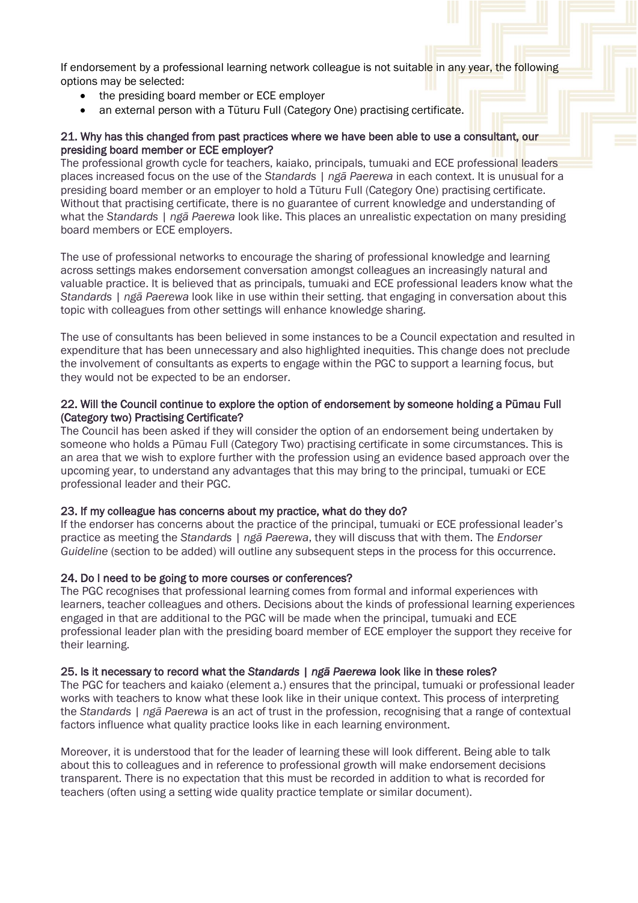If endorsement by a professional learning network colleague is not suitable in any year, the following options may be selected:

- the presiding board member or ECE employer
- an external person with a Tūturu Full (Category One) practising certificate.

### 21. Why has this changed from past practices where we have been able to use a consultant, our presiding board member or ECE employer?

The professional growth cycle for teachers, kaiako, principals, tumuaki and ECE professional leaders places increased focus on the use of the *Standards | ngā Paerewa* in each context. It is unusual for a presiding board member or an employer to hold a Tūturu Full (Category One) practising certificate. Without that practising certificate, there is no guarantee of current knowledge and understanding of what the *Standards | ngā Paerewa* look like. This places an unrealistic expectation on many presiding board members or ECE employers.

The use of professional networks to encourage the sharing of professional knowledge and learning across settings makes endorsement conversation amongst colleagues an increasingly natural and valuable practice. It is believed that as principals, tumuaki and ECE professional leaders know what the *Standards | ngā Paerewa* look like in use within their setting. that engaging in conversation about this topic with colleagues from other settings will enhance knowledge sharing.

The use of consultants has been believed in some instances to be a Council expectation and resulted in expenditure that has been unnecessary and also highlighted inequities. This change does not preclude the involvement of consultants as experts to engage within the PGC to support a learning focus, but they would not be expected to be an endorser.

### 22. Will the Council continue to explore the option of endorsement by someone holding a Pūmau Full (Category two) Practising Certificate?

The Council has been asked if they will consider the option of an endorsement being undertaken by someone who holds a Pūmau Full (Category Two) practising certificate in some circumstances. This is an area that we wish to explore further with the profession using an evidence based approach over the upcoming year, to understand any advantages that this may bring to the principal, tumuaki or ECE professional leader and their PGC.

### 23. If my colleague has concerns about my practice, what do they do?

If the endorser has concerns about the practice of the principal, tumuaki or ECE professional leader's practice as meeting the *Standards | ngā Paerewa*, they will discuss that with them. The *Endorser Guideline* (section to be added) will outline any subsequent steps in the process for this occurrence.

### 24. Do I need to be going to more courses or conferences?

The PGC recognises that professional learning comes from formal and informal experiences with learners, teacher colleagues and others. Decisions about the kinds of professional learning experiences engaged in that are additional to the PGC will be made when the principal, tumuaki and ECE professional leader plan with the presiding board member of ECE employer the support they receive for their learning.

### 25. Is it necessary to record what the *Standards | ngā Paerewa* look like in these roles?

The PGC for teachers and kaiako (element a.) ensures that the principal, tumuaki or professional leader works with teachers to know what these look like in their unique context. This process of interpreting the *Standards | ngā Paerewa* is an act of trust in the profession, recognising that a range of contextual factors influence what quality practice looks like in each learning environment.

Moreover, it is understood that for the leader of learning these will look different. Being able to talk about this to colleagues and in reference to professional growth will make endorsement decisions transparent. There is no expectation that this must be recorded in addition to what is recorded for teachers (often using a setting wide quality practice template or similar document).